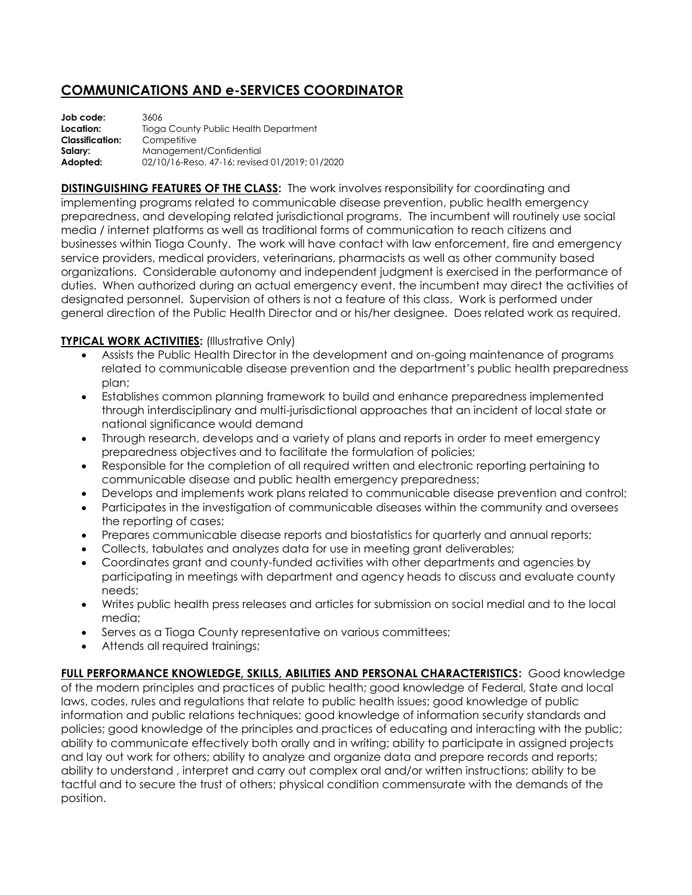# COMMUNICATIONS AND e-SERVICES COORDINATOR

**Job code:** 3606
**Location:** Tioga County Public Health Department
**Classification:** Competitive
**Salary:** Management/Confidential
**Adopted:** 02/10/16-Reso. 47-16; revised 01/2019; 01/2020

**DISTINGUISHING FEATURES OF THE CLASS:** The work involves responsibility for coordinating and implementing programs related to communicable disease prevention, public health emergency preparedness, and developing related jurisdictional programs. The incumbent will routinely use social media / internet platforms as well as traditional forms of communication to reach citizens and businesses within Tioga County. The work will have contact with law enforcement, fire and emergency service providers, medical providers, veterinarians, pharmacists as well as other community based organizations. Considerable autonomy and independent judgment is exercised in the performance of duties. When authorized during an actual emergency event, the incumbent may direct the activities of designated personnel. Supervision of others is not a feature of this class. Work is performed under general direction of the Public Health Director and or his/her designee. Does related work as required.

**TYPICAL WORK ACTIVITIES:** (Illustrative Only)

- Assists the Public Health Director in the development and on-going maintenance of programs related to communicable disease prevention and the department's public health preparedness plan;
- Establishes common planning framework to build and enhance preparedness implemented through interdisciplinary and multi-jurisdictional approaches that an incident of local state or national significance would demand
- Through research, develops and a variety of plans and reports in order to meet emergency preparedness objectives and to facilitate the formulation of policies;
- Responsible for the completion of all required written and electronic reporting pertaining to communicable disease and public health emergency preparedness;
- Develops and implements work plans related to communicable disease prevention and control;
- Participates in the investigation of communicable diseases within the community and oversees the reporting of cases;
- Prepares communicable disease reports and biostatistics for quarterly and annual reports;
- Collects, tabulates and analyzes data for use in meeting grant deliverables;
- Coordinates grant and county-funded activities with other departments and agencies by participating in meetings with department and agency heads to discuss and evaluate county needs;
- Writes public health press releases and articles for submission on social medial and to the local media;
- Serves as a Tioga County representative on various committees;
- Attends all required trainings;

**FULL PERFORMANCE KNOWLEDGE, SKILLS, ABILITIES AND PERSONAL CHARACTERISTICS:** Good knowledge of the modern principles and practices of public health; good knowledge of Federal, State and local laws, codes, rules and regulations that relate to public health issues; good knowledge of public information and public relations techniques; good knowledge of information security standards and policies; good knowledge of the principles and practices of educating and interacting with the public; ability to communicate effectively both orally and in writing; ability to participate in assigned projects and lay out work for others; ability to analyze and organize data and prepare records and reports; ability to understand , interpret and carry out complex oral and/or written instructions; ability to be tactful and to secure the trust of others; physical condition commensurate with the demands of the position.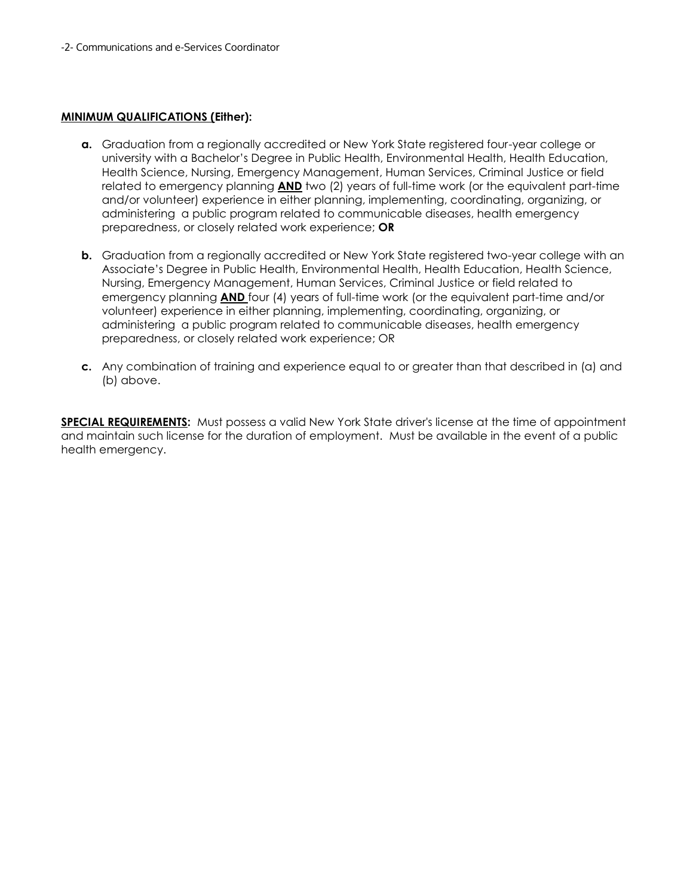**MINIMUM QUALIFICATIONS (Either):**

- **a.** Graduation from a regionally accredited or New York State registered four-year college or university with a Bachelor's Degree in Public Health, Environmental Health, Health Education, Health Science, Nursing, Emergency Management, Human Services, Criminal Justice or field related to emergency planning **AND** two (2) years of full-time work (or the equivalent part-time and/or volunteer) experience in either planning, implementing, coordinating, organizing, or administering a public program related to communicable diseases, health emergency preparedness, or closely related work experience; **OR**

- **b.** Graduation from a regionally accredited or New York State registered two-year college with an Associate's Degree in Public Health, Environmental Health, Health Education, Health Science, Nursing, Emergency Management, Human Services, Criminal Justice or field related to emergency planning **AND** four (4) years of full-time work (or the equivalent part-time and/or volunteer) experience in either planning, implementing, coordinating, organizing, or administering a public program related to communicable diseases, health emergency preparedness, or closely related work experience; OR

- **c.** Any combination of training and experience equal to or greater than that described in (a) and (b) above.

**SPECIAL REQUIREMENTS:** Must possess a valid New York State driver's license at the time of appointment and maintain such license for the duration of employment. Must be available in the event of a public health emergency.